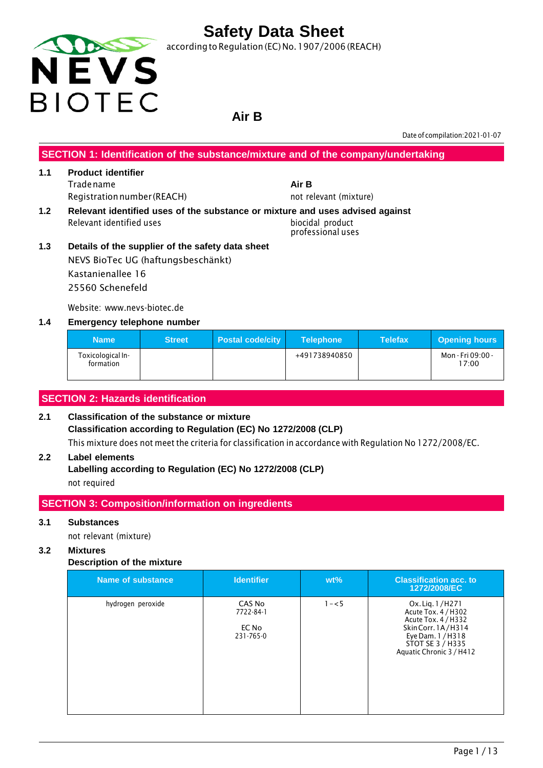# Safety Data Sheet

according to Regulation (EC) No. 1907/2006 (REACH)

## Air B

Date of compilation: 2021-01-07

## SECTION 1: Identification of the substance/mixture and of the company/undertaking

**1.1 Product identifier**

Trade name — **Air B**

Registration number (REACH) — not relevant (mixture)

**1.2 Relevant identified uses of the substance or mixture and uses advised against**

Relevant identified uses — biocidal product, professional uses

**1.3 Details of the supplier of the safety data sheet**

NEVS BioTec UG (haftungsbeschänkt)
Kastanienallee 16
25560 Schenefeld

Website: www.nevs-biotec.de

**1.4 Emergency telephone number**

| Name | Street | Postal code/city | Telephone | Telefax | Opening hours |
|---|---|---|---|---|---|
| Toxicological Information | | | +491738940850 | | Mon - Fri 09:00 - 17:00 |

## SECTION 2: Hazards identification

**2.1 Classification of the substance or mixture**

**Classification according to Regulation (EC) No 1272/2008 (CLP)**

This mixture does not meet the criteria for classification in accordance with Regulation No 1272/2008/EC.

**2.2 Label elements**

**Labelling according to Regulation (EC) No 1272/2008 (CLP)**

not required

## SECTION 3: Composition/information on ingredients

**3.1 Substances**

not relevant (mixture)

**3.2 Mixtures**

**Description of the mixture**

| Name of substance | Identifier | wt% | Classification acc. to 1272/2008/EC |
|---|---|---|---|
| hydrogen peroxide | CAS No 7722-84-1 <br> EC No 231-765-0 | 1 – < 5 | Ox. Liq. 1 / H271 <br> Acute Tox. 4 / H302 <br> Acute Tox. 4 / H332 <br> Skin Corr. 1A / H314 <br> Eye Dam. 1 / H318 <br> STOT SE 3 / H335 <br> Aquatic Chronic 3 / H412 |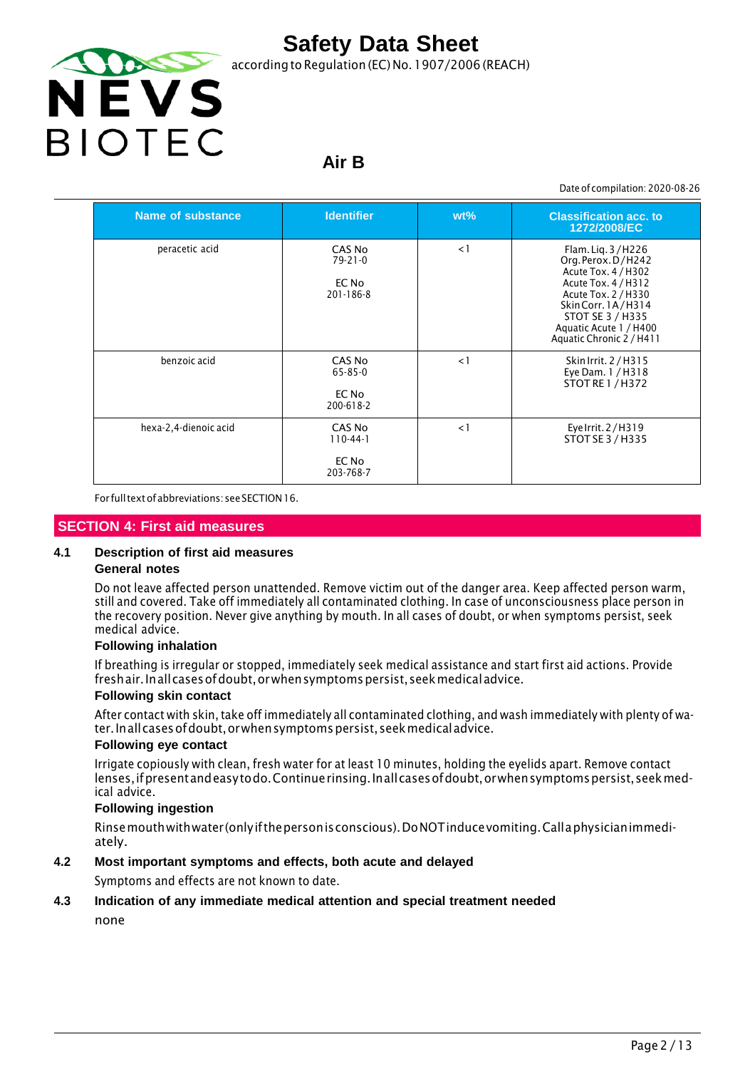| Name of substance | Identifier | wt% | Classification acc. to 1272/2008/EC |
|---|---|---|---|
| peracetic acid | CAS No 79-21-0 EC No 201-186-8 | < 1 | Flam. Liq. 3 / H226 Org. Perox. D / H242 Acute Tox. 4 / H302 Acute Tox. 4 / H312 Acute Tox. 2 / H330 Skin Corr. 1A / H314 STOT SE 3 / H335 Aquatic Acute 1 / H400 Aquatic Chronic 2 / H411 |
| benzoic acid | CAS No 65-85-0 EC No 200-618-2 | < 1 | Skin Irrit. 2 / H315 Eye Dam. 1 / H318 STOT RE 1 / H372 |
| hexa-2,4-dienoic acid | CAS No 110-44-1 EC No 203-768-7 | < 1 | Eye Irrit. 2 / H319 STOT SE 3 / H335 |

For full text of abbreviations: see SECTION 16.

## SECTION 4: First aid measures

### 4.1 Description of first aid measures

**General notes**

Do not leave affected person unattended. Remove victim out of the danger area. Keep affected person warm, still and covered. Take off immediately all contaminated clothing. In case of unconsciousness place person in the recovery position. Never give anything by mouth. In all cases of doubt, or when symptoms persist, seek medical advice.

**Following inhalation**

If breathing is irregular or stopped, immediately seek medical assistance and start first aid actions. Provide fresh air. In all cases of doubt, or when symptoms persist, seek medical advice.

**Following skin contact**

After contact with skin, take off immediately all contaminated clothing, and wash immediately with plenty of water. In all cases of doubt, or when symptoms persist, seek medical advice.

**Following eye contact**

Irrigate copiously with clean, fresh water for at least 10 minutes, holding the eyelids apart. Remove contact lenses, if present and easy to do. Continue rinsing. In all cases of doubt, or when symptoms persist, seek medical advice.

**Following ingestion**

Rinse mouth with water (only if the person is conscious). Do NOT induce vomiting. Call a physician immediately.

### 4.2 Most important symptoms and effects, both acute and delayed

Symptoms and effects are not known to date.

### 4.3 Indication of any immediate medical attention and special treatment needed

none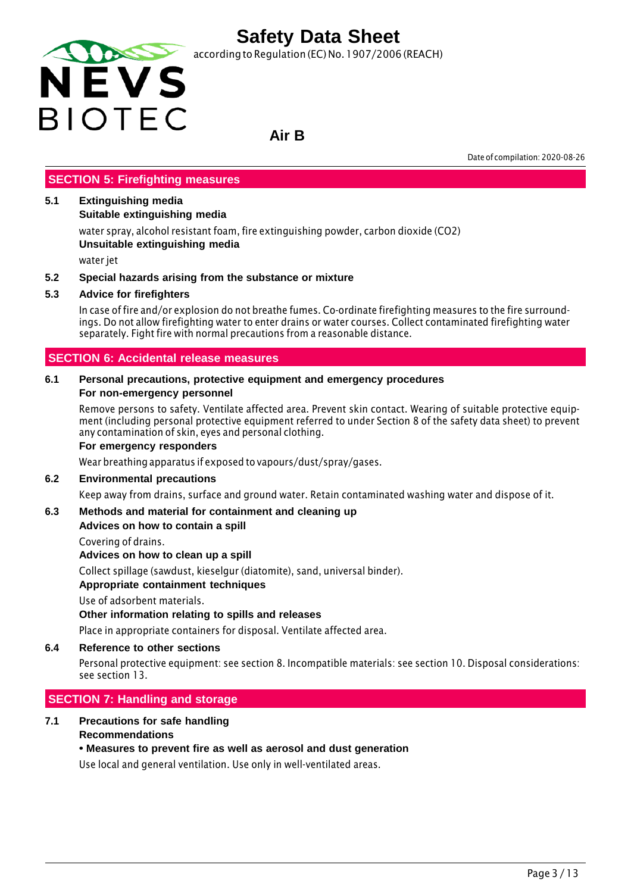## SECTION 5: Firefighting measures

**5.1 Extinguishing media**

**Suitable extinguishing media**

water spray, alcohol resistant foam, fire extinguishing powder, carbon dioxide ($CO_2$)

**Unsuitable extinguishing media**

water jet

**5.2 Special hazards arising from the substance or mixture**

**5.3 Advice for firefighters**

In case of fire and/or explosion do not breathe fumes. Co-ordinate firefighting measures to the fire surroundings. Do not allow firefighting water to enter drains or water courses. Collect contaminated firefighting water separately. Fight fire with normal precautions from a reasonable distance.

## SECTION 6: Accidental release measures

**6.1 Personal precautions, protective equipment and emergency procedures**

**For non-emergency personnel**

Remove persons to safety. Ventilate affected area. Prevent skin contact. Wearing of suitable protective equipment (including personal protective equipment referred to under Section 8 of the safety data sheet) to prevent any contamination of skin, eyes and personal clothing.

**For emergency responders**

Wear breathing apparatus if exposed to vapours/dust/spray/gases.

**6.2 Environmental precautions**

Keep away from drains, surface and ground water. Retain contaminated washing water and dispose of it.

**6.3 Methods and material for containment and cleaning up**

**Advices on how to contain a spill**

Covering of drains.

**Advices on how to clean up a spill**

Collect spillage (sawdust, kieselgur (diatomite), sand, universal binder).

**Appropriate containment techniques**

Use of adsorbent materials.

**Other information relating to spills and releases**

Place in appropriate containers for disposal. Ventilate affected area.

**6.4 Reference to other sections**

Personal protective equipment: see section 8. Incompatible materials: see section 10. Disposal considerations: see section 13.

## SECTION 7: Handling and storage

**7.1 Precautions for safe handling**

**Recommendations**

**• Measures to prevent fire as well as aerosol and dust generation**

Use local and general ventilation. Use only in well-ventilated areas.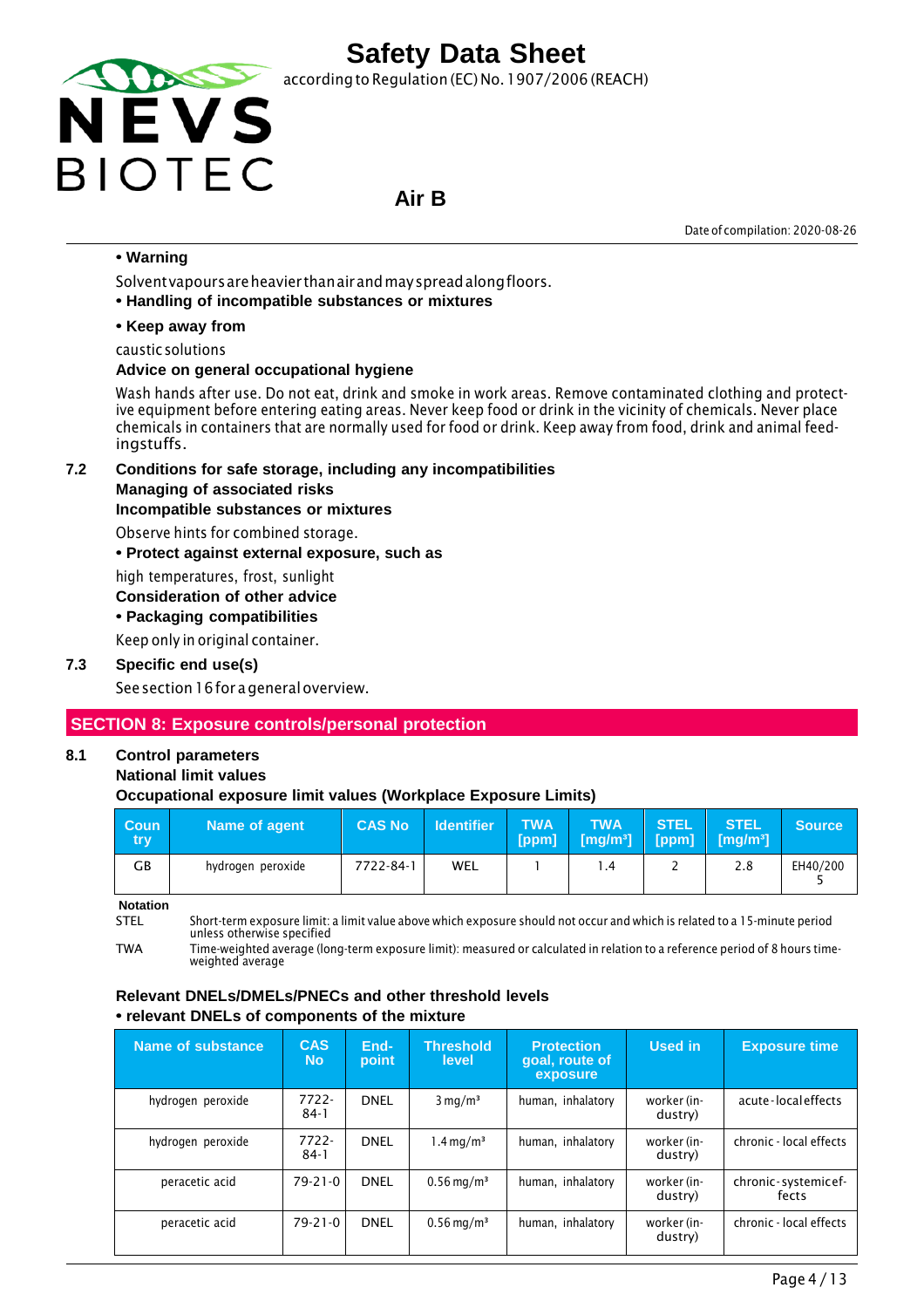**• Warning**

Solvent vapours are heavier than air and may spread along floors.

**• Handling of incompatible substances or mixtures**

**• Keep away from**

caustic solutions

**Advice on general occupational hygiene**

Wash hands after use. Do not eat, drink and smoke in work areas. Remove contaminated clothing and protective equipment before entering eating areas. Never keep food or drink in the vicinity of chemicals. Never place chemicals in containers that are normally used for food or drink. Keep away from food, drink and animal feedingstuffs.

### 7.2 Conditions for safe storage, including any incompatibilities

**Managing of associated risks**

**Incompatible substances or mixtures**

Observe hints for combined storage.

**• Protect against external exposure, such as**

high temperatures, frost, sunlight

**Consideration of other advice**

**• Packaging compatibilities**

Keep only in original container.

### 7.3 Specific end use(s)

See section 16 for a general overview.

## SECTION 8: Exposure controls/personal protection

### 8.1 Control parameters

**National limit values**

**Occupational exposure limit values (Workplace Exposure Limits)**

| Country | Name of agent | CAS No | Identifier | TWA [ppm] | TWA [mg/m³] | STEL [ppm] | STEL [mg/m³] | Source |
|---|---|---|---|---|---|---|---|---|
| GB | hydrogen peroxide | 7722-84-1 | WEL | 1 | 1.4 | 2 | 2.8 | EH40/2005 |

**Notation**

STEL — Short-term exposure limit: a limit value above which exposure should not occur and which is related to a 15-minute period unless otherwise specified

TWA — Time-weighted average (long-term exposure limit): measured or calculated in relation to a reference period of 8 hours time-weighted average

**Relevant DNELs/DMELs/PNECs and other threshold levels**

**• relevant DNELs of components of the mixture**

| Name of substance | CAS No | Endpoint | Threshold level | Protection goal, route of exposure | Used in | Exposure time |
|---|---|---|---|---|---|---|
| hydrogen peroxide | 7722-84-1 | DNEL | 3 mg/m³ | human, inhalatory | worker (industry) | acute - local effects |
| hydrogen peroxide | 7722-84-1 | DNEL | 1.4 mg/m³ | human, inhalatory | worker (industry) | chronic - local effects |
| peracetic acid | 79-21-0 | DNEL | 0.56 mg/m³ | human, inhalatory | worker (industry) | chronic - systemic effects |
| peracetic acid | 79-21-0 | DNEL | 0.56 mg/m³ | human, inhalatory | worker (industry) | chronic - local effects |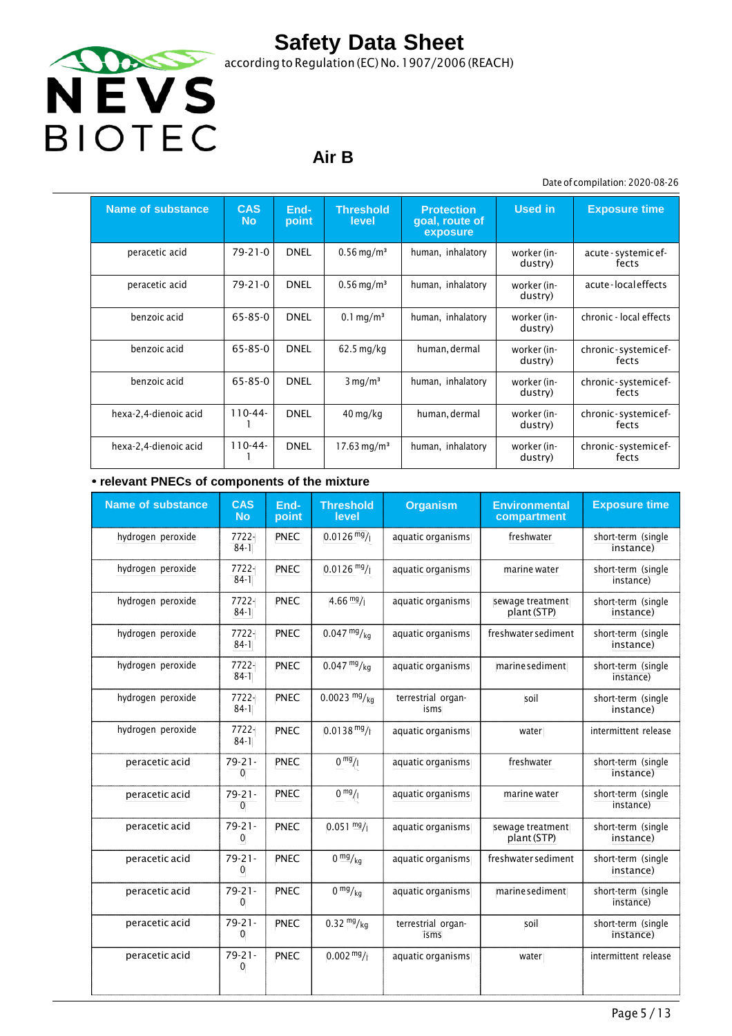| Name of substance | CAS No | End-point | Threshold level | Protection goal, route of exposure | Used in | Exposure time |
|---|---|---|---|---|---|---|
| peracetic acid | 79-21-0 | DNEL | 0.56 mg/m³ | human, inhalatory | worker (industry) | acute - systemic effects |
| peracetic acid | 79-21-0 | DNEL | 0.56 mg/m³ | human, inhalatory | worker (industry) | acute - local effects |
| benzoic acid | 65-85-0 | DNEL | 0.1 mg/m³ | human, inhalatory | worker (industry) | chronic - local effects |
| benzoic acid | 65-85-0 | DNEL | 62.5 mg/kg | human, dermal | worker (industry) | chronic - systemic effects |
| benzoic acid | 65-85-0 | DNEL | 3 mg/m³ | human, inhalatory | worker (industry) | chronic - systemic effects |
| hexa-2,4-dienoic acid | 110-44-1 | DNEL | 40 mg/kg | human, dermal | worker (industry) | chronic - systemic effects |
| hexa-2,4-dienoic acid | 110-44-1 | DNEL | 17.63 mg/m³ | human, inhalatory | worker (industry) | chronic - systemic effects |

**• relevant PNECs of components of the mixture**

| Name of substance | CAS No | End-point | Threshold level | Organism | Environmental compartment | Exposure time |
|---|---|---|---|---|---|---|
| hydrogen peroxide | 7722-84-1 | PNEC | 0.0126 mg/l | aquatic organisms | freshwater | short-term (single instance) |
| hydrogen peroxide | 7722-84-1 | PNEC | 0.0126 mg/l | aquatic organisms | marine water | short-term (single instance) |
| hydrogen peroxide | 7722-84-1 | PNEC | 4.66 mg/l | aquatic organisms | sewage treatment plant (STP) | short-term (single instance) |
| hydrogen peroxide | 7722-84-1 | PNEC | 0.047 mg/kg | aquatic organisms | freshwater sediment | short-term (single instance) |
| hydrogen peroxide | 7722-84-1 | PNEC | 0.047 mg/kg | aquatic organisms | marine sediment | short-term (single instance) |
| hydrogen peroxide | 7722-84-1 | PNEC | 0.0023 mg/kg | terrestrial organisms | soil | short-term (single instance) |
| hydrogen peroxide | 7722-84-1 | PNEC | 0.0138 mg/l | aquatic organisms | water | intermittent release |
| peracetic acid | 79-21-0 | PNEC | 0 mg/l | aquatic organisms | freshwater | short-term (single instance) |
| peracetic acid | 79-21-0 | PNEC | 0 mg/l | aquatic organisms | marine water | short-term (single instance) |
| peracetic acid | 79-21-0 | PNEC | 0.051 mg/l | aquatic organisms | sewage treatment plant (STP) | short-term (single instance) |
| peracetic acid | 79-21-0 | PNEC | 0 mg/kg | aquatic organisms | freshwater sediment | short-term (single instance) |
| peracetic acid | 79-21-0 | PNEC | 0 mg/kg | aquatic organisms | marine sediment | short-term (single instance) |
| peracetic acid | 79-21-0 | PNEC | 0.32 mg/kg | terrestrial organisms | soil | short-term (single instance) |
| peracetic acid | 79-21-0 | PNEC | 0.002 mg/l | aquatic organisms | water | intermittent release |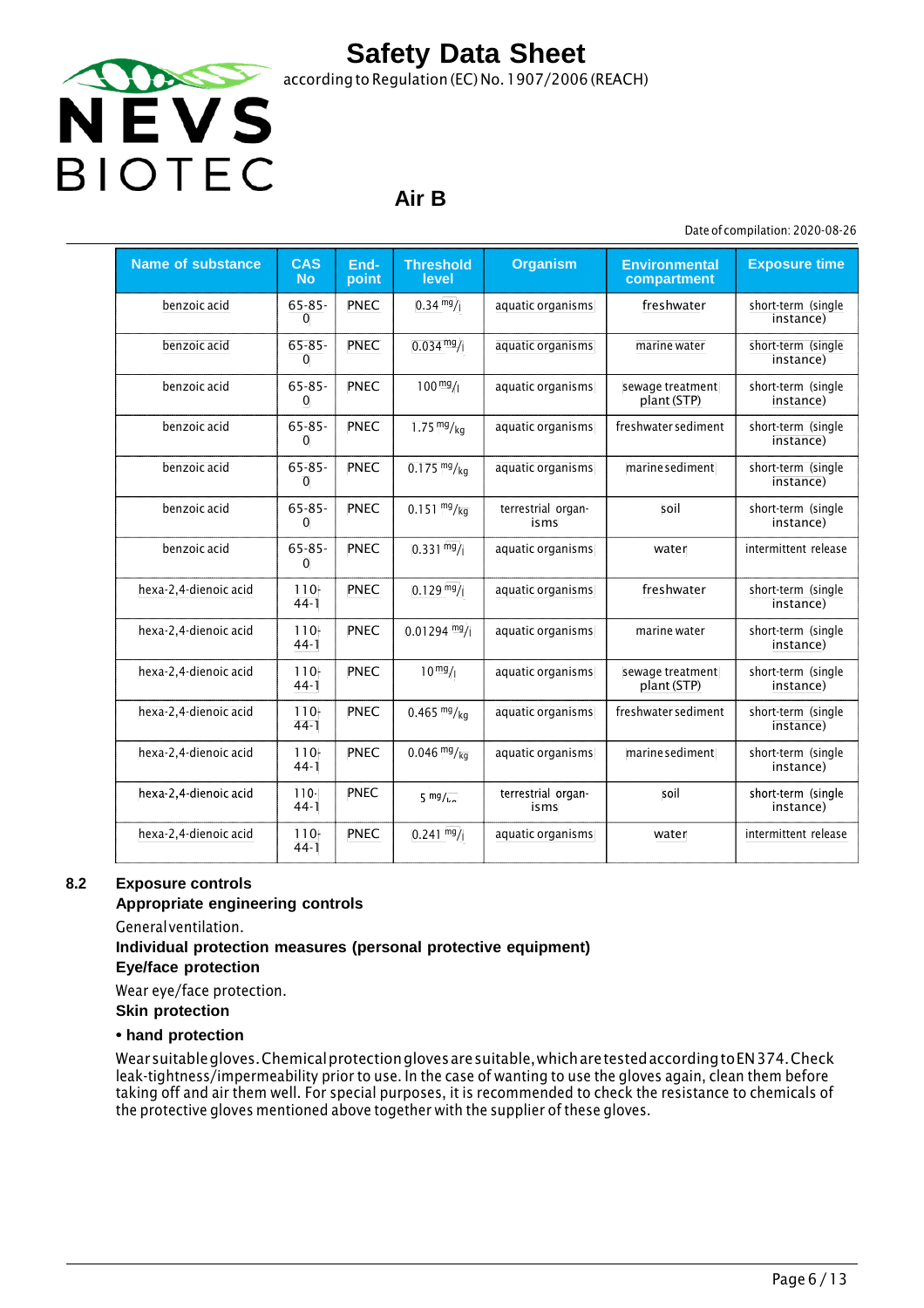| Name of substance | CAS No | End-point | Threshold level | Organism | Environmental compartment | Exposure time |
|---|---|---|---|---|---|---|
| benzoic acid | 65-85-0 | PNEC | 0.34 $^{mg}/_{l}$ | aquatic organisms | freshwater | short-term (single instance) |
| benzoic acid | 65-85-0 | PNEC | 0.034 $^{mg}/_{l}$ | aquatic organisms | marine water | short-term (single instance) |
| benzoic acid | 65-85-0 | PNEC | 100 $^{mg}/_{l}$ | aquatic organisms | sewage treatment plant (STP) | short-term (single instance) |
| benzoic acid | 65-85-0 | PNEC | 1.75 $^{mg}/_{kg}$ | aquatic organisms | freshwater sediment | short-term (single instance) |
| benzoic acid | 65-85-0 | PNEC | 0.175 $^{mg}/_{kg}$ | aquatic organisms | marine sediment | short-term (single instance) |
| benzoic acid | 65-85-0 | PNEC | 0.151 $^{mg}/_{kg}$ | terrestrial organisms | soil | short-term (single instance) |
| benzoic acid | 65-85-0 | PNEC | 0.331 $^{mg}/_{l}$ | aquatic organisms | water | intermittent release |
| hexa-2,4-dienoic acid | 110-44-1 | PNEC | 0.129 $^{mg}/_{l}$ | aquatic organisms | freshwater | short-term (single instance) |
| hexa-2,4-dienoic acid | 110-44-1 | PNEC | 0.01294 $^{mg}/_{l}$ | aquatic organisms | marine water | short-term (single instance) |
| hexa-2,4-dienoic acid | 110-44-1 | PNEC | 10 $^{mg}/_{l}$ | aquatic organisms | sewage treatment plant (STP) | short-term (single instance) |
| hexa-2,4-dienoic acid | 110-44-1 | PNEC | 0.465 $^{mg}/_{kg}$ | aquatic organisms | freshwater sediment | short-term (single instance) |
| hexa-2,4-dienoic acid | 110-44-1 | PNEC | 0.046 $^{mg}/_{kg}$ | aquatic organisms | marine sediment | short-term (single instance) |
| hexa-2,4-dienoic acid | 110-44-1 | PNEC | 5 $^{mg}/_{kg}$ | terrestrial organisms | soil | short-term (single instance) |
| hexa-2,4-dienoic acid | 110-44-1 | PNEC | 0.241 $^{mg}/_{l}$ | aquatic organisms | water | intermittent release |

## 8.2 Exposure controls

**Appropriate engineering controls**

General ventilation.

**Individual protection measures (personal protective equipment)**

**Eye/face protection**

Wear eye/face protection.

**Skin protection**

**• hand protection**

Wear suitable gloves. Chemical protection gloves are suitable, which are tested according to EN 374. Check leak-tightness/impermeability prior to use. In the case of wanting to use the gloves again, clean them before taking off and air them well. For special purposes, it is recommended to check the resistance to chemicals of the protective gloves mentioned above together with the supplier of these gloves.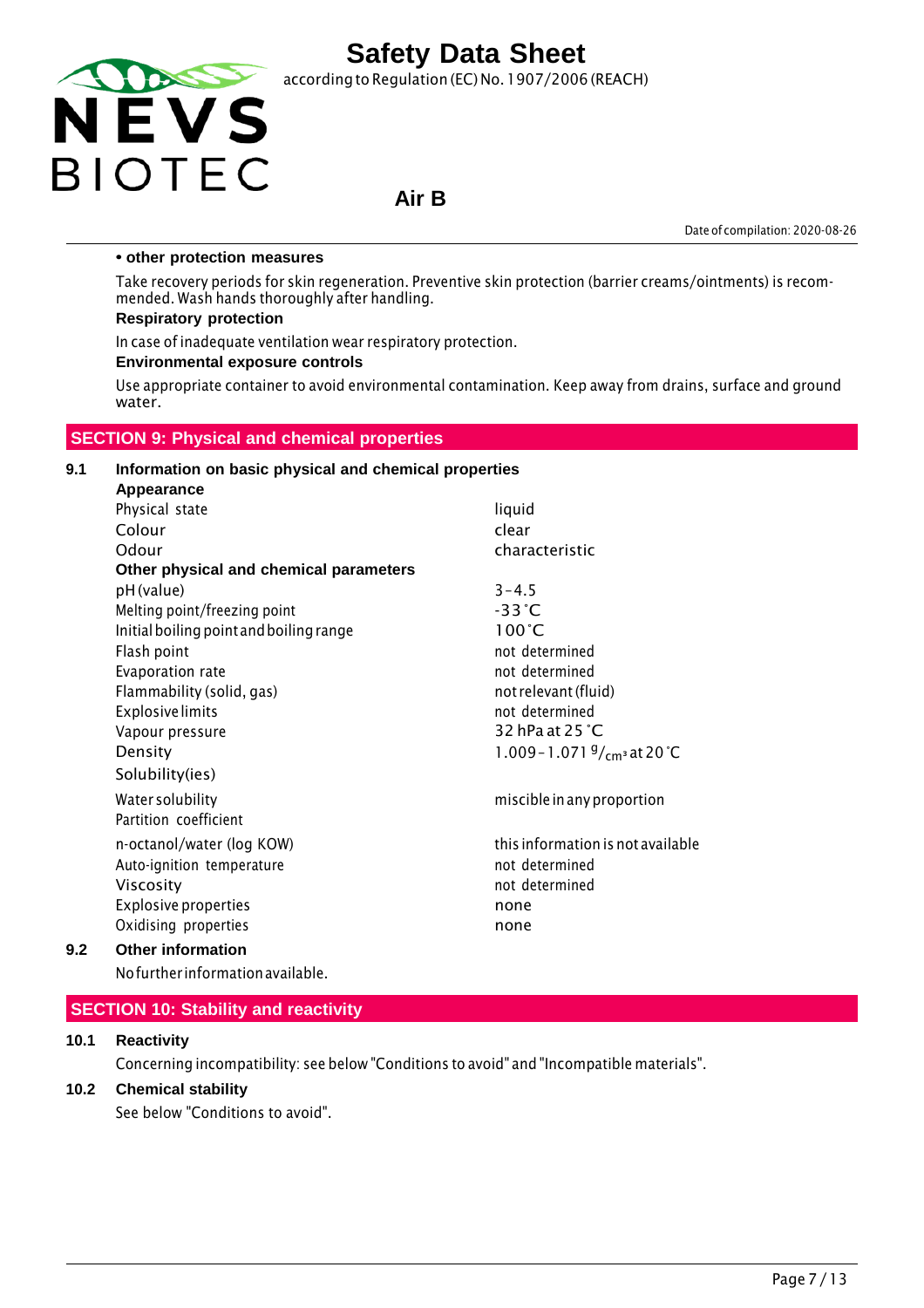**• other protection measures**

Take recovery periods for skin regeneration. Preventive skin protection (barrier creams/ointments) is recommended. Wash hands thoroughly after handling.

**Respiratory protection**

In case of inadequate ventilation wear respiratory protection.

**Environmental exposure controls**

Use appropriate container to avoid environmental contamination. Keep away from drains, surface and ground water.

## SECTION 9: Physical and chemical properties

### 9.1 Information on basic physical and chemical properties

| **Appearance** | |
|---|---|
| Physical state | liquid |
| Colour | clear |
| Odour | characteristic |
| **Other physical and chemical parameters** | |
| pH (value) | 3 – 4.5 |
| Melting point/freezing point | -33 °C |
| Initial boiling point and boiling range | 100 °C |
| Flash point | not determined |
| Evaporation rate | not determined |
| Flammability (solid, gas) | not relevant (fluid) |
| Explosive limits | not determined |
| Vapour pressure | 32 hPa at 25 °C |
| Density | 1.009 – 1.071 $^{g}/_{cm^3}$ at 20 °C |
| Solubility(ies) | |
| Water solubility | miscible in any proportion |
| Partition coefficient | |
| n-octanol/water (log KOW) | this information is not available |
| Auto-ignition temperature | not determined |
| Viscosity | not determined |
| Explosive properties | none |
| Oxidising properties | none |

### 9.2 Other information

No further information available.

## SECTION 10: Stability and reactivity

### 10.1 Reactivity

Concerning incompatibility: see below "Conditions to avoid" and "Incompatible materials".

### 10.2 Chemical stability

See below "Conditions to avoid".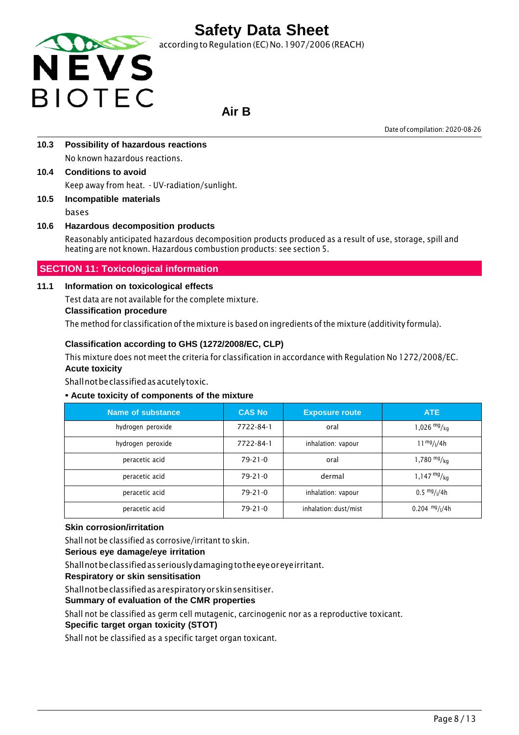### 10.3 Possibility of hazardous reactions

No known hazardous reactions.

### 10.4 Conditions to avoid

Keep away from heat. - UV-radiation/sunlight.

### 10.5 Incompatible materials

bases

### 10.6 Hazardous decomposition products

Reasonably anticipated hazardous decomposition products produced as a result of use, storage, spill and heating are not known. Hazardous combustion products: see section 5.

## SECTION 11: Toxicological information

### 11.1 Information on toxicological effects

Test data are not available for the complete mixture.

**Classification procedure**

The method for classification of the mixture is based on ingredients of the mixture (additivity formula).

**Classification according to GHS (1272/2008/EC, CLP)**

This mixture does not meet the criteria for classification in accordance with Regulation No 1272/2008/EC.

**Acute toxicity**

Shall not be classified as acutely toxic.

**• Acute toxicity of components of the mixture**

| Name of substance | CAS No | Exposure route | ATE |
|---|---|---|---|
| hydrogen peroxide | 7722-84-1 | oral | 1,026 $^{mg}/_{kg}$ |
| hydrogen peroxide | 7722-84-1 | inhalation: vapour | 11 $^{mg}/_{l}$/4h |
| peracetic acid | 79-21-0 | oral | 1,780 $^{mg}/_{kg}$ |
| peracetic acid | 79-21-0 | dermal | 1,147 $^{mg}/_{kg}$ |
| peracetic acid | 79-21-0 | inhalation: vapour | 0.5 $^{mg}/_{l}$/4h |
| peracetic acid | 79-21-0 | inhalation: dust/mist | 0.204 $^{mg}/_{l}$/4h |

**Skin corrosion/irritation**

Shall not be classified as corrosive/irritant to skin.

**Serious eye damage/eye irritation**

Shall not be classified as seriously damaging to the eye or eye irritant.

**Respiratory or skin sensitisation**

Shall not be classified as a respiratory or skin sensitiser.

**Summary of evaluation of the CMR properties**

Shall not be classified as germ cell mutagenic, carcinogenic nor as a reproductive toxicant.

**Specific target organ toxicity (STOT)**

Shall not be classified as a specific target organ toxicant.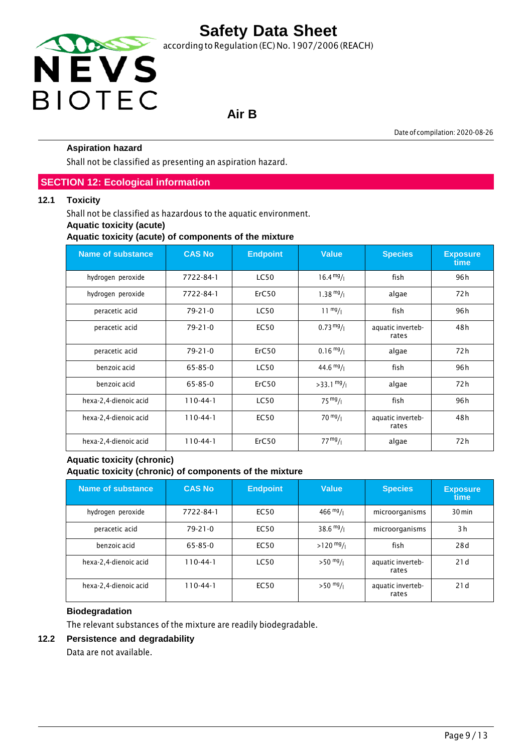**Aspiration hazard**

Shall not be classified as presenting an aspiration hazard.

## SECTION 12: Ecological information

### 12.1 Toxicity

Shall not be classified as hazardous to the aquatic environment.

**Aquatic toxicity (acute)**

**Aquatic toxicity (acute) of components of the mixture**

| Name of substance | CAS No | Endpoint | Value | Species | Exposure time |
|---|---|---|---|---|---|
| hydrogen peroxide | 7722-84-1 | LC50 | 16.4 mg/l | fish | 96 h |
| hydrogen peroxide | 7722-84-1 | ErC50 | 1.38 mg/l | algae | 72 h |
| peracetic acid | 79-21-0 | LC50 | 11 mg/l | fish | 96 h |
| peracetic acid | 79-21-0 | EC50 | 0.73 mg/l | aquatic invertebrates | 48 h |
| peracetic acid | 79-21-0 | ErC50 | 0.16 mg/l | algae | 72 h |
| benzoic acid | 65-85-0 | LC50 | 44.6 mg/l | fish | 96 h |
| benzoic acid | 65-85-0 | ErC50 | >33.1 mg/l | algae | 72 h |
| hexa-2,4-dienoic acid | 110-44-1 | LC50 | 75 mg/l | fish | 96 h |
| hexa-2,4-dienoic acid | 110-44-1 | EC50 | 70 mg/l | aquatic invertebrates | 48 h |
| hexa-2,4-dienoic acid | 110-44-1 | ErC50 | 77 mg/l | algae | 72 h |

**Aquatic toxicity (chronic)**

**Aquatic toxicity (chronic) of components of the mixture**

| Name of substance | CAS No | Endpoint | Value | Species | Exposure time |
|---|---|---|---|---|---|
| hydrogen peroxide | 7722-84-1 | EC50 | 466 mg/l | microorganisms | 30 min |
| peracetic acid | 79-21-0 | EC50 | 38.6 mg/l | microorganisms | 3 h |
| benzoic acid | 65-85-0 | EC50 | >120 mg/l | fish | 28 d |
| hexa-2,4-dienoic acid | 110-44-1 | LC50 | >50 mg/l | aquatic invertebrates | 21 d |
| hexa-2,4-dienoic acid | 110-44-1 | EC50 | >50 mg/l | aquatic invertebrates | 21 d |

**Biodegradation**

The relevant substances of the mixture are readily biodegradable.

### 12.2 Persistence and degradability

Data are not available.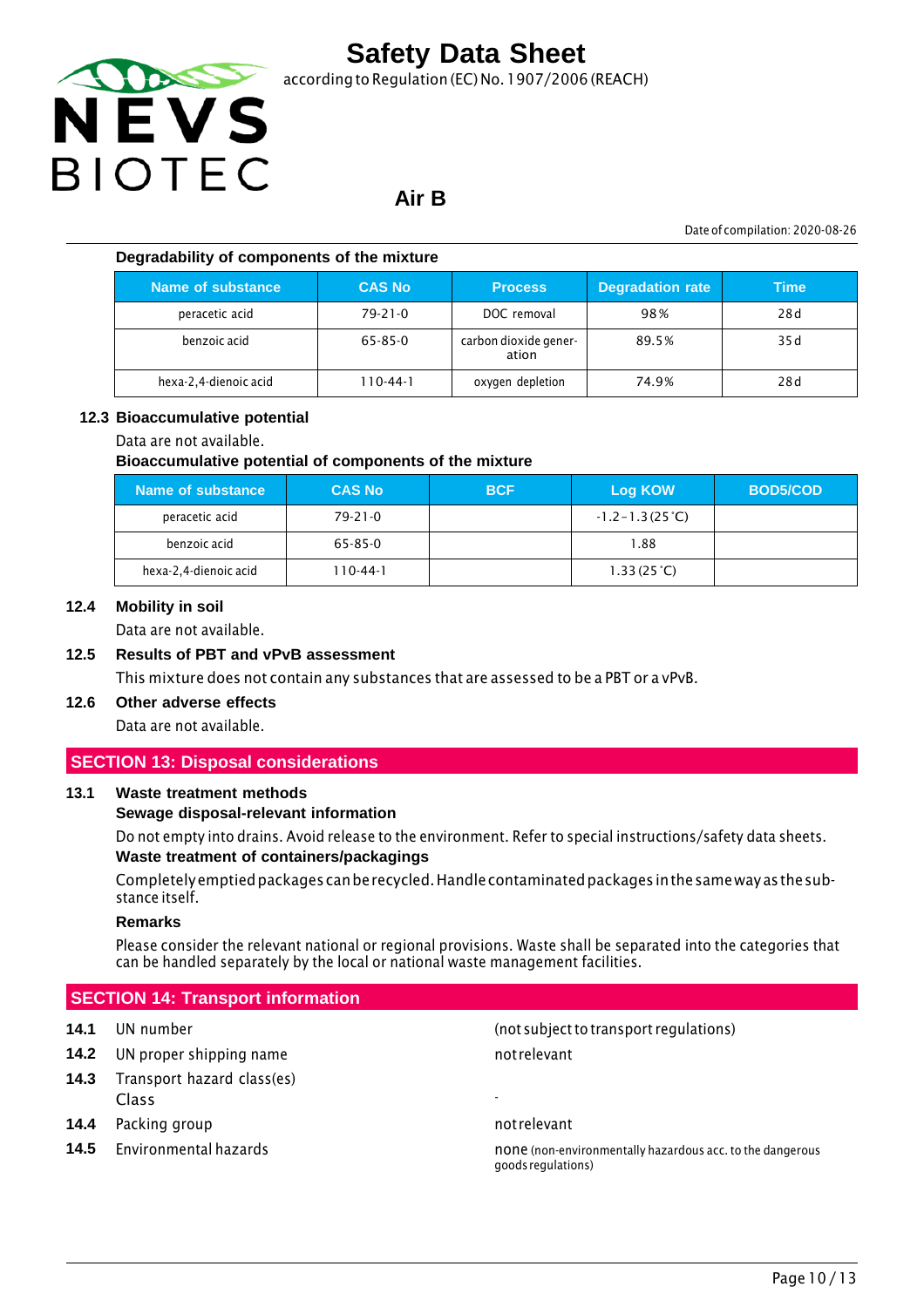**Degradability of components of the mixture**

| Name of substance | CAS No | Process | Degradation rate | Time |
|---|---|---|---|---|
| peracetic acid | 79-21-0 | DOC removal | 98 % | 28 d |
| benzoic acid | 65-85-0 | carbon dioxide generation | 89.5 % | 35 d |
| hexa-2,4-dienoic acid | 110-44-1 | oxygen depletion | 74.9 % | 28 d |

### 12.3 Bioaccumulative potential

Data are not available.

**Bioaccumulative potential of components of the mixture**

| Name of substance | CAS No | BCF | Log KOW | BOD5/COD |
|---|---|---|---|---|
| peracetic acid | 79-21-0 | | -1.2 – 1.3 (25 °C) | |
| benzoic acid | 65-85-0 | | 1.88 | |
| hexa-2,4-dienoic acid | 110-44-1 | | 1.33 (25 °C) | |

### 12.4 Mobility in soil

Data are not available.

### 12.5 Results of PBT and vPvB assessment

This mixture does not contain any substances that are assessed to be a PBT or a vPvB.

### 12.6 Other adverse effects

Data are not available.

## SECTION 13: Disposal considerations

### 13.1 Waste treatment methods

**Sewage disposal-relevant information**

Do not empty into drains. Avoid release to the environment. Refer to special instructions/safety data sheets.

**Waste treatment of containers/packagings**

Completely emptied packages can be recycled. Handle contaminated packages in the same way as the substance itself.

**Remarks**

Please consider the relevant national or regional provisions. Waste shall be separated into the categories that can be handled separately by the local or national waste management facilities.

## SECTION 14: Transport information

**14.1** UN number — (not subject to transport regulations)

**14.2** UN proper shipping name — not relevant

**14.3** Transport hazard class(es)
Class — -

**14.4** Packing group — not relevant

**14.5** Environmental hazards — none (non-environmentally hazardous acc. to the dangerous goods regulations)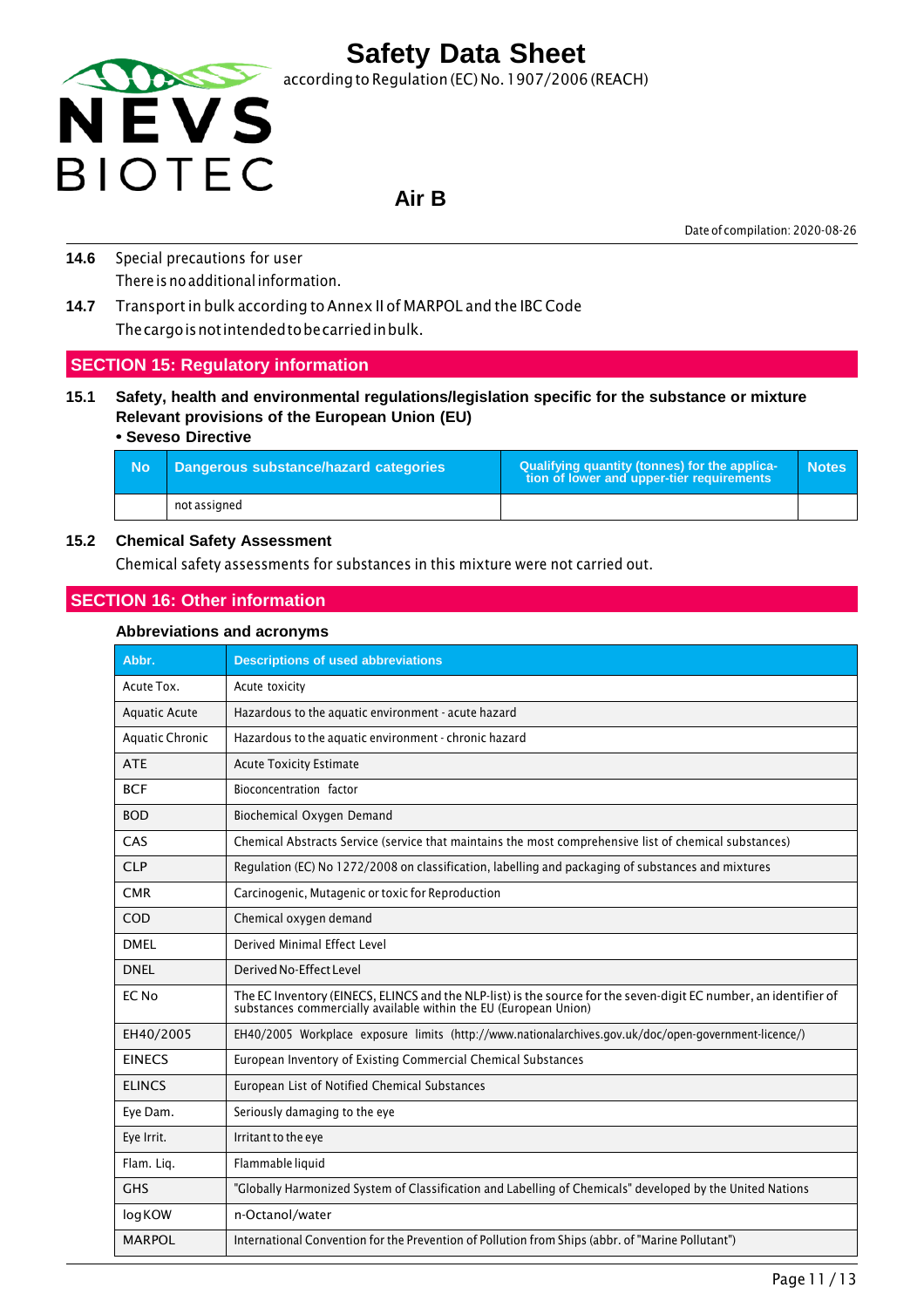**14.6** Special precautions for user

There is no additional information.

**14.7** Transport in bulk according to Annex II of MARPOL and the IBC Code

The cargo is not intended to be carried in bulk.

## SECTION 15: Regulatory information

### 15.1 Safety, health and environmental regulations/legislation specific for the substance or mixture

**Relevant provisions of the European Union (EU)**

**• Seveso Directive**

| No | Dangerous substance/hazard categories | Qualifying quantity (tonnes) for the application of lower and upper-tier requirements | Notes |
|---|---|---|---|
| | not assigned | | |

### 15.2 Chemical Safety Assessment

Chemical safety assessments for substances in this mixture were not carried out.

## SECTION 16: Other information

### Abbreviations and acronyms

| Abbr. | Descriptions of used abbreviations |
|---|---|
| Acute Tox. | Acute toxicity |
| Aquatic Acute | Hazardous to the aquatic environment - acute hazard |
| Aquatic Chronic | Hazardous to the aquatic environment - chronic hazard |
| ATE | Acute Toxicity Estimate |
| BCF | Bioconcentration factor |
| BOD | Biochemical Oxygen Demand |
| CAS | Chemical Abstracts Service (service that maintains the most comprehensive list of chemical substances) |
| CLP | Regulation (EC) No 1272/2008 on classification, labelling and packaging of substances and mixtures |
| CMR | Carcinogenic, Mutagenic or toxic for Reproduction |
| COD | Chemical oxygen demand |
| DMEL | Derived Minimal Effect Level |
| DNEL | Derived No-Effect Level |
| EC No | The EC Inventory (EINECS, ELINCS and the NLP-list) is the source for the seven-digit EC number, an identifier of substances commercially available within the EU (European Union) |
| EH40/2005 | EH40/2005 Workplace exposure limits (http://www.nationalarchives.gov.uk/doc/open-government-licence/) |
| EINECS | European Inventory of Existing Commercial Chemical Substances |
| ELINCS | European List of Notified Chemical Substances |
| Eye Dam. | Seriously damaging to the eye |
| Eye Irrit. | Irritant to the eye |
| Flam. Liq. | Flammable liquid |
| GHS | "Globally Harmonized System of Classification and Labelling of Chemicals" developed by the United Nations |
| log KOW | n-Octanol/water |
| MARPOL | International Convention for the Prevention of Pollution from Ships (abbr. of "Marine Pollutant") |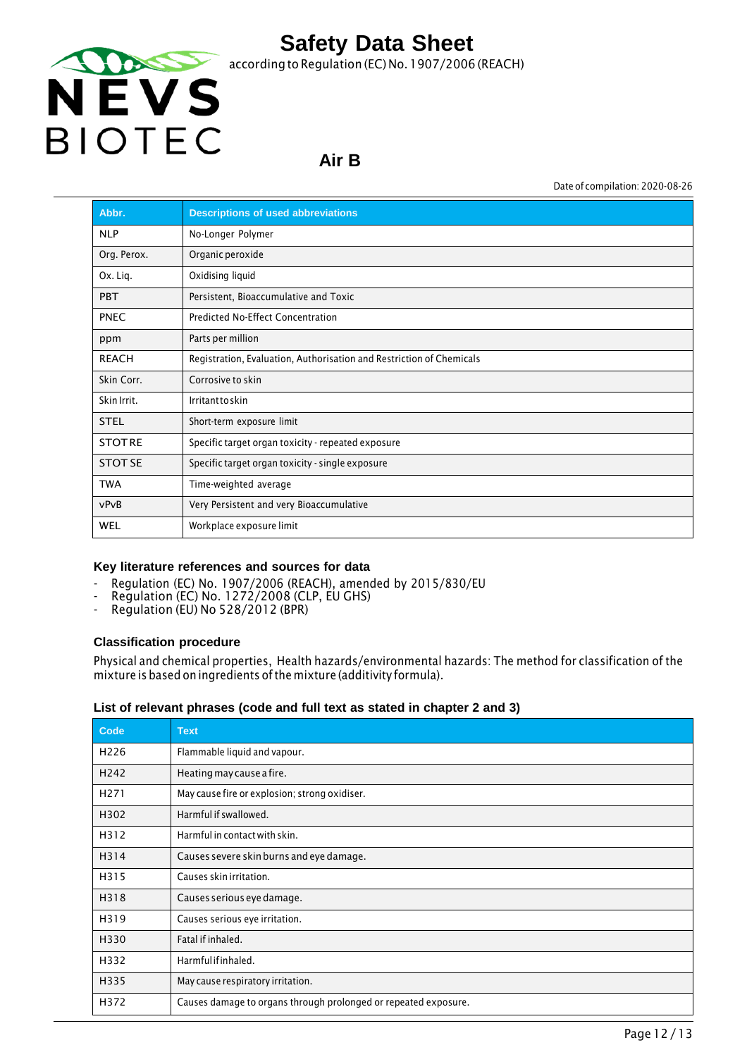| Abbr. | Descriptions of used abbreviations |
|---|---|
| NLP | No-Longer Polymer |
| Org. Perox. | Organic peroxide |
| Ox. Liq. | Oxidising liquid |
| PBT | Persistent, Bioaccumulative and Toxic |
| PNEC | Predicted No-Effect Concentration |
| ppm | Parts per million |
| REACH | Registration, Evaluation, Authorisation and Restriction of Chemicals |
| Skin Corr. | Corrosive to skin |
| Skin Irrit. | Irritant to skin |
| STEL | Short-term exposure limit |
| STOT RE | Specific target organ toxicity - repeated exposure |
| STOT SE | Specific target organ toxicity - single exposure |
| TWA | Time-weighted average |
| vPvB | Very Persistent and very Bioaccumulative |
| WEL | Workplace exposure limit |

### Key literature references and sources for data

- Regulation (EC) No. 1907/2006 (REACH), amended by 2015/830/EU
- Regulation (EC) No. 1272/2008 (CLP, EU GHS)
- Regulation (EU) No 528/2012 (BPR)

### Classification procedure

Physical and chemical properties, Health hazards/environmental hazards: The method for classification of the mixture is based on ingredients of the mixture (additivity formula).

### List of relevant phrases (code and full text as stated in chapter 2 and 3)

| Code | Text |
|---|---|
| H226 | Flammable liquid and vapour. |
| H242 | Heating may cause a fire. |
| H271 | May cause fire or explosion; strong oxidiser. |
| H302 | Harmful if swallowed. |
| H312 | Harmful in contact with skin. |
| H314 | Causes severe skin burns and eye damage. |
| H315 | Causes skin irritation. |
| H318 | Causes serious eye damage. |
| H319 | Causes serious eye irritation. |
| H330 | Fatal if inhaled. |
| H332 | Harmful if inhaled. |
| H335 | May cause respiratory irritation. |
| H372 | Causes damage to organs through prolonged or repeated exposure. |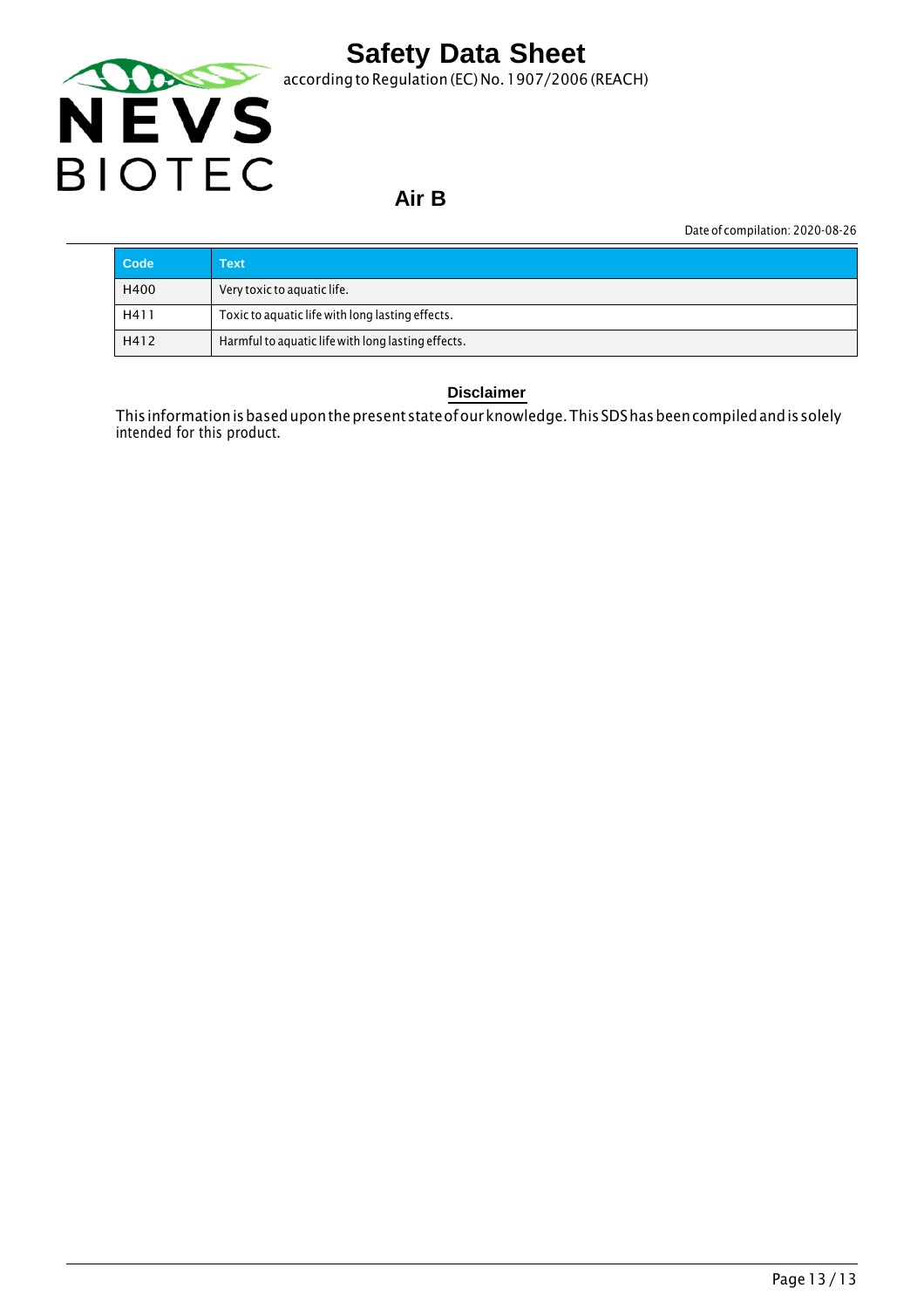| Code | Text |
| --- | --- |
| H400 | Very toxic to aquatic life. |
| H411 | Toxic to aquatic life with long lasting effects. |
| H412 | Harmful to aquatic life with long lasting effects. |

## Disclaimer

This information is based upon the present state of our knowledge. This SDS has been compiled and is solely intended for this product.